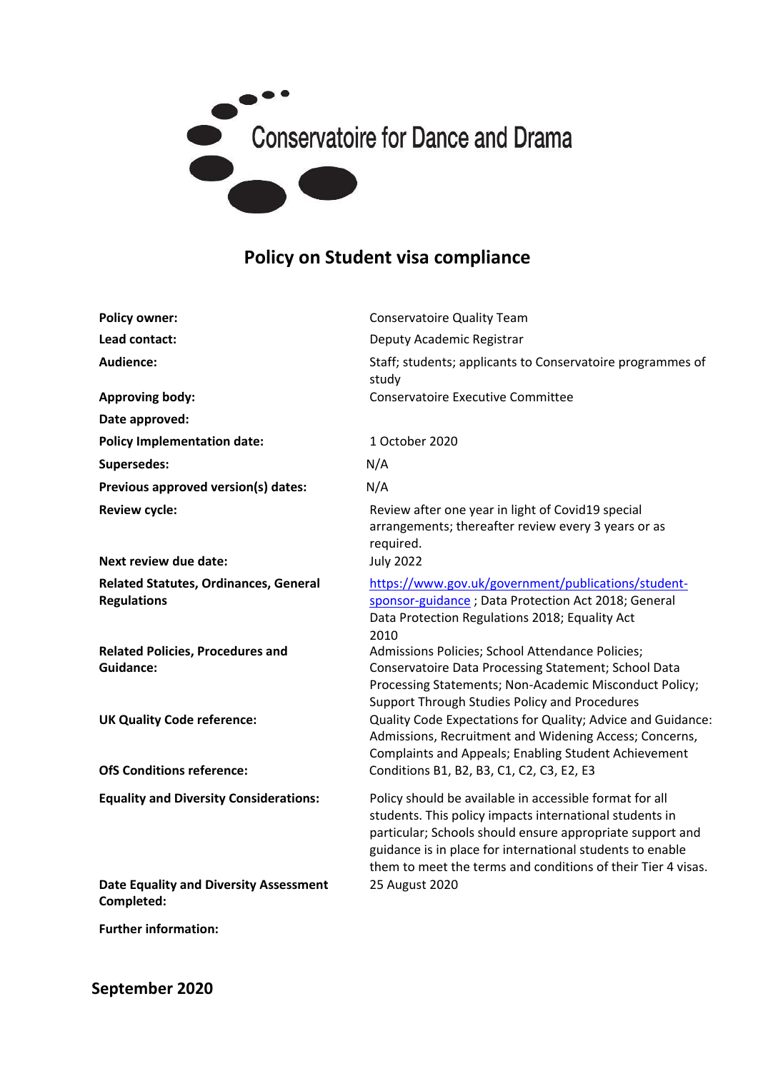Conservatoire for Dance and Drama

# Policy on Student visa compliance

| | |
|---|---|
| **Policy owner:** | Conservatoire Quality Team |
| **Lead contact:** | Deputy Academic Registrar |
| **Audience:** | Staff; students; applicants to Conservatoire programmes of study |
| **Approving body:** | Conservatoire Executive Committee |
| **Date approved:** | |
| **Policy Implementation date:** | 1 October 2020 |
| **Supersedes:** | N/A |
| **Previous approved version(s) dates:** | N/A |
| **Review cycle:** | Review after one year in light of Covid19 special arrangements; thereafter review every 3 years or as required. |
| **Next review due date:** | July 2022 |
| **Related Statutes, Ordinances, General Regulations** | [https://www.gov.uk/government/publications/student-sponsor-guidance](https://www.gov.uk/government/publications/student-sponsor-guidance) ; Data Protection Act 2018; General Data Protection Regulations 2018; Equality Act 2010 |
| **Related Policies, Procedures and Guidance:** | Admissions Policies; School Attendance Policies; Conservatoire Data Processing Statement; School Data Processing Statements; Non-Academic Misconduct Policy; Support Through Studies Policy and Procedures |
| **UK Quality Code reference:** | Quality Code Expectations for Quality; Advice and Guidance: Admissions, Recruitment and Widening Access; Concerns, Complaints and Appeals; Enabling Student Achievement |
| **OfS Conditions reference:** | Conditions B1, B2, B3, C1, C2, C3, E2, E3 |
| **Equality and Diversity Considerations:** | Policy should be available in accessible format for all students. This policy impacts international students in particular; Schools should ensure appropriate support and guidance is in place for international students to enable them to meet the terms and conditions of their Tier 4 visas. |
| **Date Equality and Diversity Assessment Completed:** | 25 August 2020 |
| **Further information:** | |

**September 2020**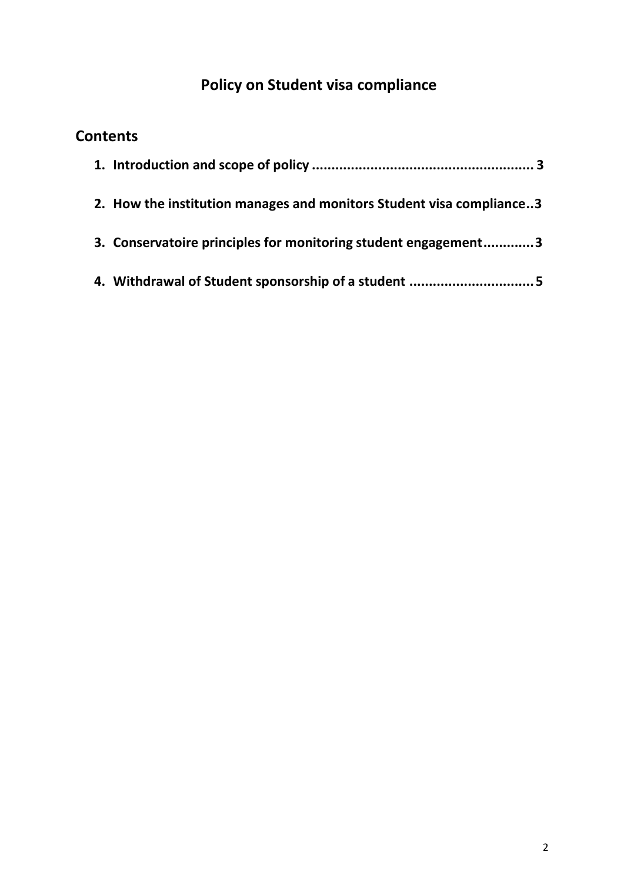# Policy on Student visa compliance

## Contents

1. **Introduction and scope of policy ........................................................ 3**
2. **How the institution manages and monitors Student visa compliance..3**
3. **Conservatoire principles for monitoring student engagement.............3**
4. **Withdrawal of Student sponsorship of a student ................................5**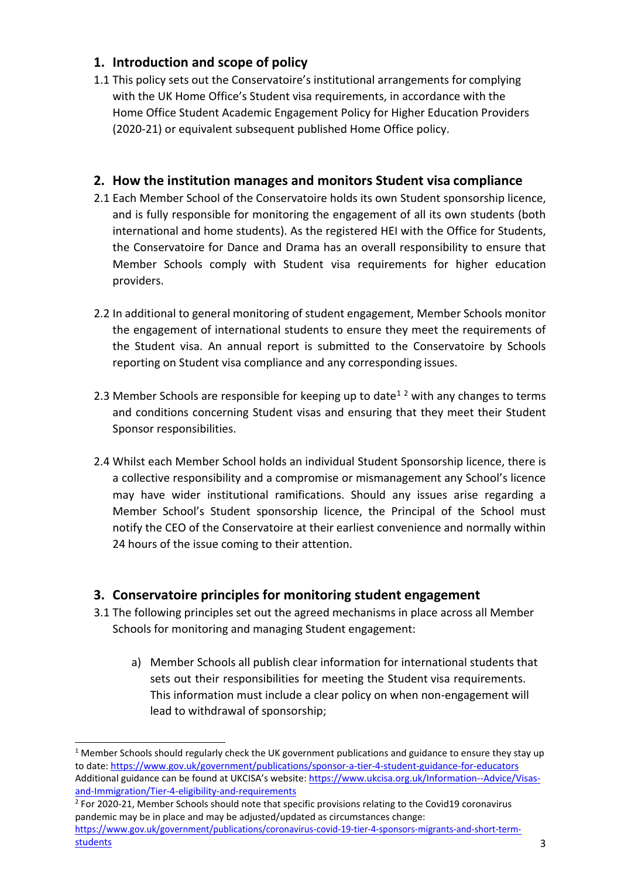## 1. Introduction and scope of policy

1.1 This policy sets out the Conservatoire's institutional arrangements for complying with the UK Home Office's Student visa requirements, in accordance with the Home Office Student Academic Engagement Policy for Higher Education Providers (2020-21) or equivalent subsequent published Home Office policy.

## 2. How the institution manages and monitors Student visa compliance

2.1 Each Member School of the Conservatoire holds its own Student sponsorship licence, and is fully responsible for monitoring the engagement of all its own students (both international and home students). As the registered HEI with the Office for Students, the Conservatoire for Dance and Drama has an overall responsibility to ensure that Member Schools comply with Student visa requirements for higher education providers.

2.2 In additional to general monitoring of student engagement, Member Schools monitor the engagement of international students to ensure they meet the requirements of the Student visa. An annual report is submitted to the Conservatoire by Schools reporting on Student visa compliance and any corresponding issues.

2.3 Member Schools are responsible for keeping up to date[1] [2] with any changes to terms and conditions concerning Student visas and ensuring that they meet their Student Sponsor responsibilities.

2.4 Whilst each Member School holds an individual Student Sponsorship licence, there is a collective responsibility and a compromise or mismanagement any School's licence may have wider institutional ramifications. Should any issues arise regarding a Member School's Student sponsorship licence, the Principal of the School must notify the CEO of the Conservatoire at their earliest convenience and normally within 24 hours of the issue coming to their attention.

## 3. Conservatoire principles for monitoring student engagement

3.1 The following principles set out the agreed mechanisms in place across all Member Schools for monitoring and managing Student engagement:

a) Member Schools all publish clear information for international students that sets out their responsibilities for meeting the Student visa requirements. This information must include a clear policy on when non-engagement will lead to withdrawal of sponsorship;

---

[1] Member Schools should regularly check the UK government publications and guidance to ensure they stay up to date: https://www.gov.uk/government/publications/sponsor-a-tier-4-student-guidance-for-educators
Additional guidance can be found at UKCISA's website: https://www.ukcisa.org.uk/Information--Advice/Visas-and-Immigration/Tier-4-eligibility-and-requirements

[2] For 2020-21, Member Schools should note that specific provisions relating to the Covid19 coronavirus pandemic may be in place and may be adjusted/updated as circumstances change: https://www.gov.uk/government/publications/coronavirus-covid-19-tier-4-sponsors-migrants-and-short-term-students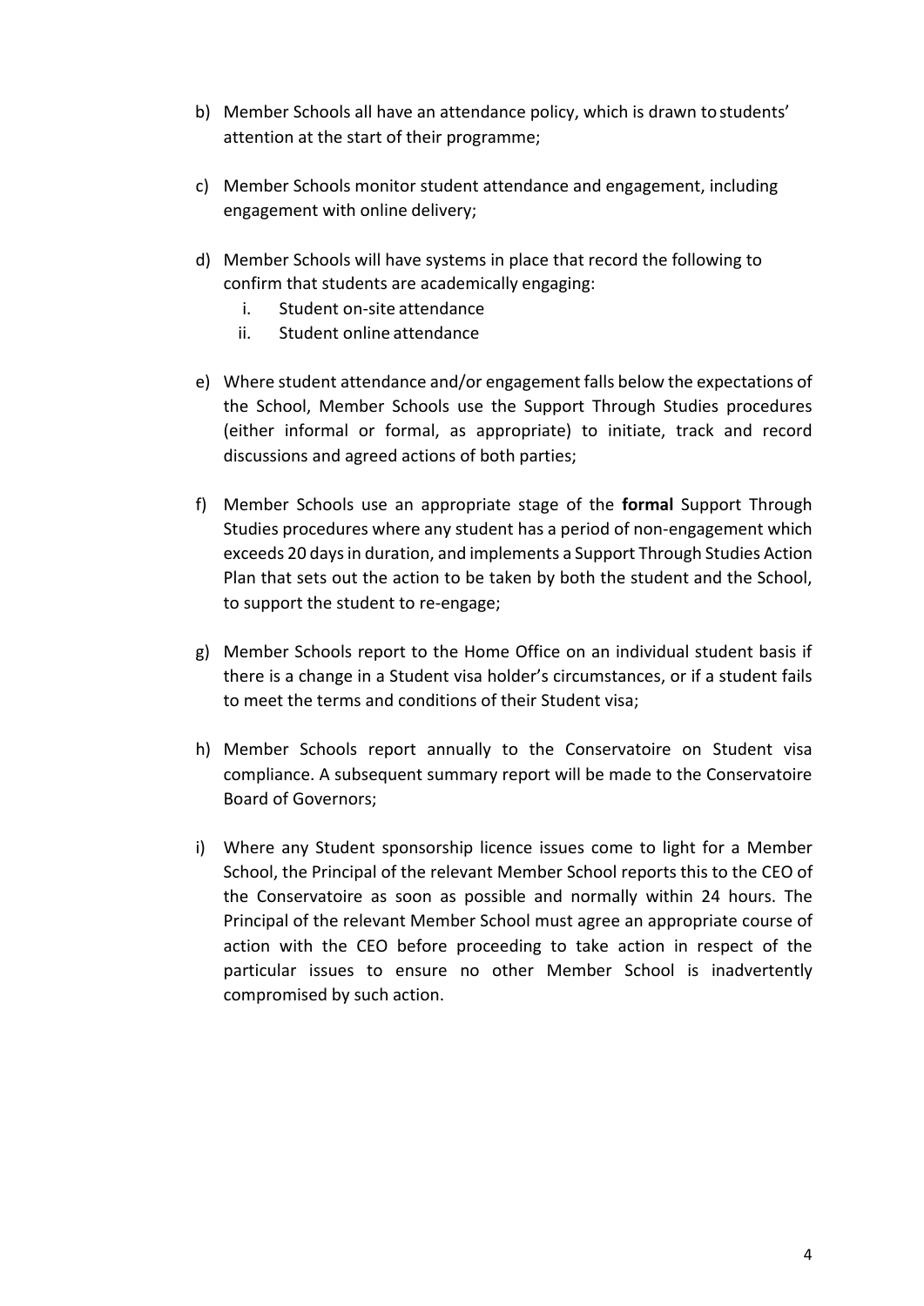b) Member Schools all have an attendance policy, which is drawn to students' attention at the start of their programme;

c) Member Schools monitor student attendance and engagement, including engagement with online delivery;

d) Member Schools will have systems in place that record the following to confirm that students are academically engaging:
   i. Student on-site attendance
   ii. Student online attendance

e) Where student attendance and/or engagement falls below the expectations of the School, Member Schools use the Support Through Studies procedures (either informal or formal, as appropriate) to initiate, track and record discussions and agreed actions of both parties;

f) Member Schools use an appropriate stage of the **formal** Support Through Studies procedures where any student has a period of non-engagement which exceeds 20 days in duration, and implements a Support Through Studies Action Plan that sets out the action to be taken by both the student and the School, to support the student to re-engage;

g) Member Schools report to the Home Office on an individual student basis if there is a change in a Student visa holder's circumstances, or if a student fails to meet the terms and conditions of their Student visa;

h) Member Schools report annually to the Conservatoire on Student visa compliance. A subsequent summary report will be made to the Conservatoire Board of Governors;

i) Where any Student sponsorship licence issues come to light for a Member School, the Principal of the relevant Member School reports this to the CEO of the Conservatoire as soon as possible and normally within 24 hours. The Principal of the relevant Member School must agree an appropriate course of action with the CEO before proceeding to take action in respect of the particular issues to ensure no other Member School is inadvertently compromised by such action.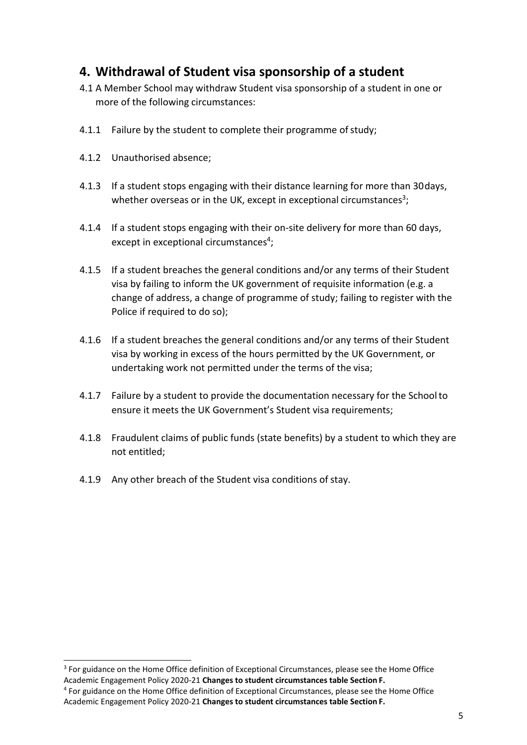## 4. Withdrawal of Student visa sponsorship of a student

4.1 A Member School may withdraw Student visa sponsorship of a student in one or more of the following circumstances:

4.1.1 Failure by the student to complete their programme of study;

4.1.2 Unauthorised absence;

4.1.3 If a student stops engaging with their distance learning for more than 30 days, whether overseas or in the UK, except in exceptional circumstances[3];

4.1.4 If a student stops engaging with their on-site delivery for more than 60 days, except in exceptional circumstances[4];

4.1.5 If a student breaches the general conditions and/or any terms of their Student visa by failing to inform the UK government of requisite information (e.g. a change of address, a change of programme of study; failing to register with the Police if required to do so);

4.1.6 If a student breaches the general conditions and/or any terms of their Student visa by working in excess of the hours permitted by the UK Government, or undertaking work not permitted under the terms of the visa;

4.1.7 Failure by a student to provide the documentation necessary for the School to ensure it meets the UK Government's Student visa requirements;

4.1.8 Fraudulent claims of public funds (state benefits) by a student to which they are not entitled;

4.1.9 Any other breach of the Student visa conditions of stay.

---

[3] For guidance on the Home Office definition of Exceptional Circumstances, please see the Home Office Academic Engagement Policy 2020-21 **Changes to student circumstances table Section F.**

[4] For guidance on the Home Office definition of Exceptional Circumstances, please see the Home Office Academic Engagement Policy 2020-21 **Changes to student circumstances table Section F.**